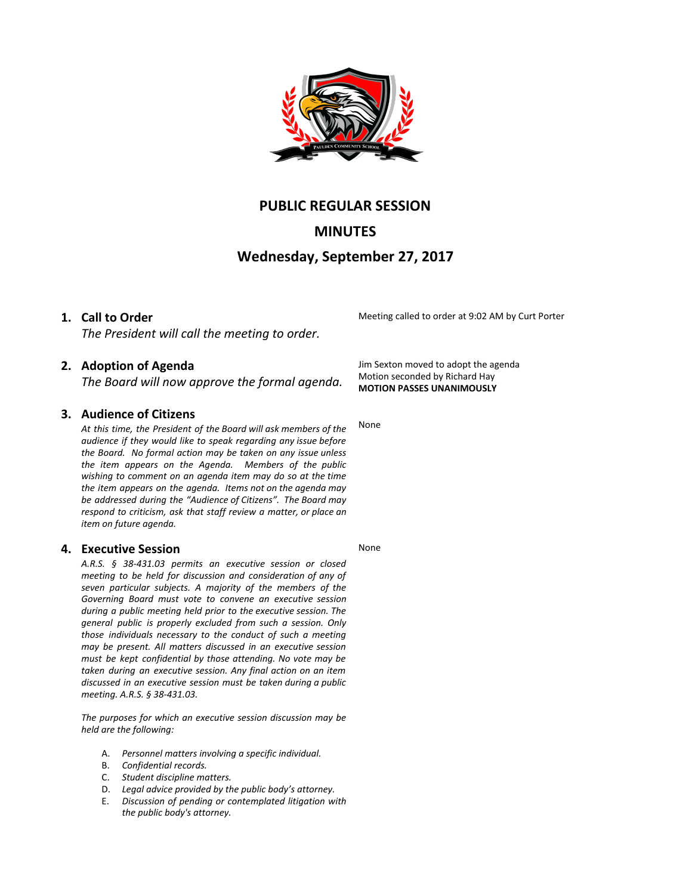# PUBLIC REGULAR SESSION

# MINUTES

## Wednesday, September 27, 2017

### 1. Call to Order

*The President will call the meeting to order.*

Meeting called to order at 9:02 AM by Curt Porter

### 2. Adoption of Agenda

*The Board will now approve the formal agenda.*

Jim Sexton moved to adopt the agenda
Motion seconded by Richard Hay
**MOTION PASSES UNANIMOUSLY**

### 3. Audience of Citizens

*At this time, the President of the Board will ask members of the audience if they would like to speak regarding any issue before the Board. No formal action may be taken on any issue unless the item appears on the Agenda. Members of the public wishing to comment on an agenda item may do so at the time the item appears on the agenda. Items not on the agenda may be addressed during the "Audience of Citizens". The Board may respond to criticism, ask that staff review a matter, or place an item on future agenda.*

None

### 4. Executive Session

*A.R.S. § 38-431.03 permits an executive session or closed meeting to be held for discussion and consideration of any of seven particular subjects. A majority of the members of the Governing Board must vote to convene an executive session during a public meeting held prior to the executive session. The general public is properly excluded from such a session. Only those individuals necessary to the conduct of such a meeting may be present. All matters discussed in an executive session must be kept confidential by those attending. No vote may be taken during an executive session. Any final action on an item discussed in an executive session must be taken during a public meeting. A.R.S. § 38-431.03.*

*The purposes for which an executive session discussion may be held are the following:*

A. *Personnel matters involving a specific individual.*
B. *Confidential records.*
C. *Student discipline matters.*
D. *Legal advice provided by the public body's attorney.*
E. *Discussion of pending or contemplated litigation with the public body's attorney.*

None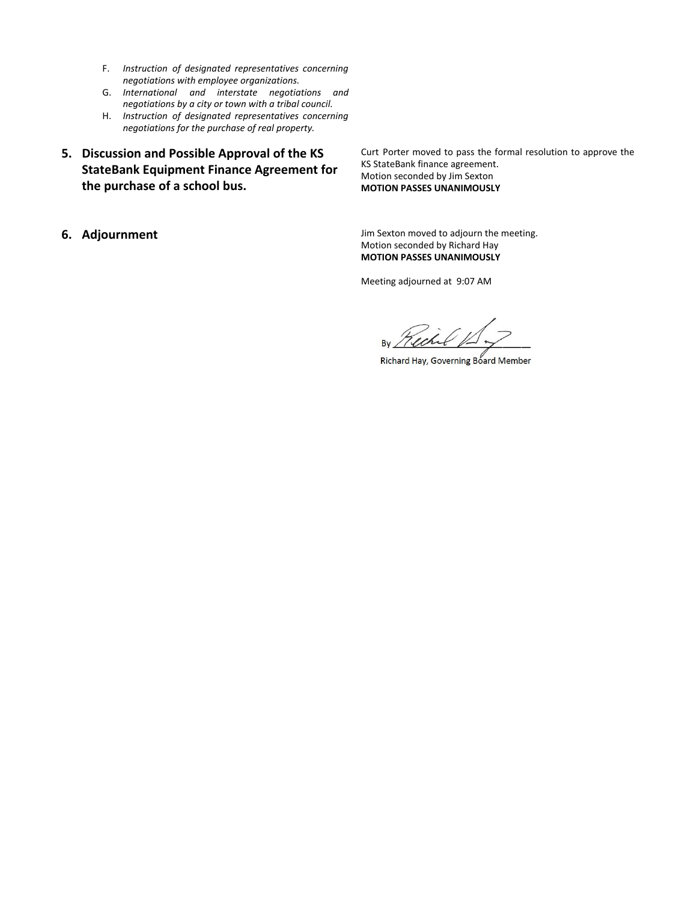F. *Instruction of designated representatives concerning negotiations with employee organizations.*
G. *International and interstate negotiations and negotiations by a city or town with a tribal council.*
H. *Instruction of designated representatives concerning negotiations for the purchase of real property.*

**5. Discussion and Possible Approval of the KS StateBank Equipment Finance Agreement for the purchase of a school bus.**

Curt Porter moved to pass the formal resolution to approve the KS StateBank finance agreement.
Motion seconded by Jim Sexton
**MOTION PASSES UNANIMOUSLY**

**6. Adjournment**

Jim Sexton moved to adjourn the meeting.
Motion seconded by Richard Hay
**MOTION PASSES UNANIMOUSLY**

Meeting adjourned at 9:07 AM

By ______________________

Richard Hay, Governing Board Member